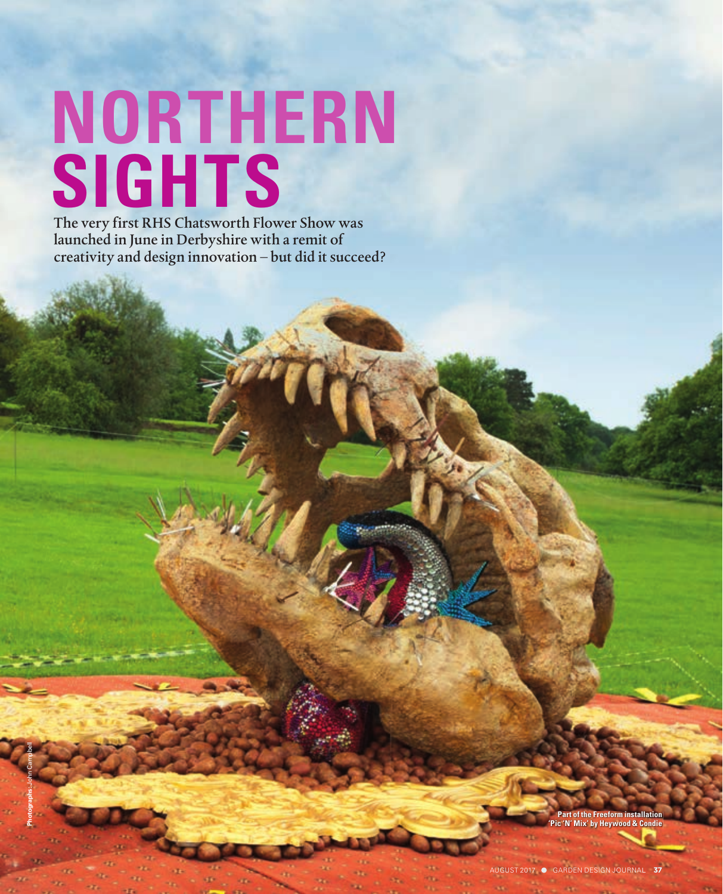# NORTHERN SIGHTS

The very first RHS Chatsworth Flower Show was launched in June in Derbyshire with a remit of creativity and design innovation – but did it succeed?

Photographs: John Campbell

Part of the Freeform installation 'Pic 'N' Mix' by Heywood & Condie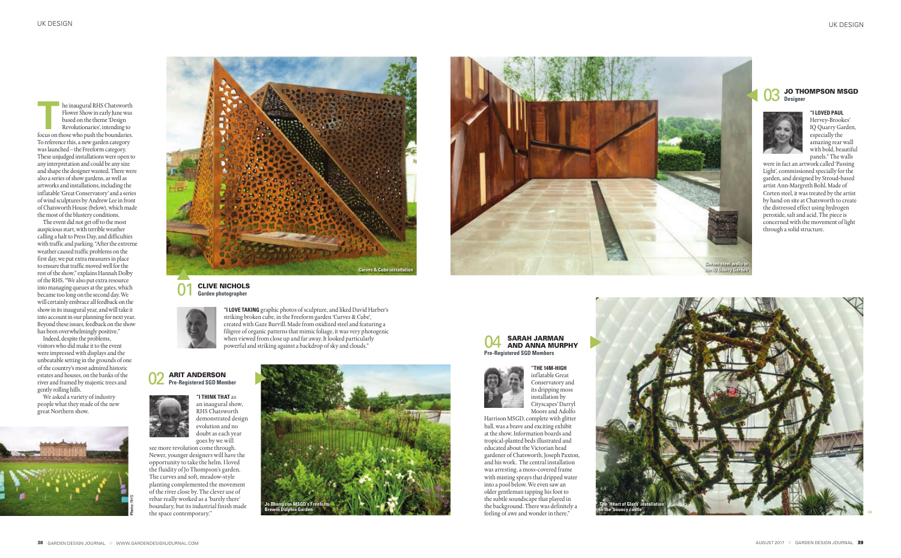The inaugural RHS Chatsworth Flower Show in early June was based on the theme 'Design Revolutionaries', intending to focus on those who push the boundaries. To reference this, a new garden category was launched – the Freeform category. These unjudged installations were open to any interpretation and could be any size and shape the designer wanted. There were also a series of show gardens, as well as artworks and installations, including the inflatable 'Great Conservatory' and a series of wind sculptures by Andrew Lee in front of Chatsworth House (below), which made the most of the blustery conditions.

The event did not get off to the most auspicious start, with terrible weather calling a halt to Press Day, and difficulties with traffic and parking. "After the extreme weather caused traffic problems on the first day, we put extra measures in place to ensure that traffic moved well for the rest of the show," explains Hannah Dolby of the RHS. "We also put extra resource into managing queues at the gates, which became too long on the second day. We will certainly embrace all feedback on the show in its inaugural year, and will take it into account in our planning for next year. Beyond these issues, feedback on the show has been overwhelmingly positive."

Indeed, despite the problems, visitors who did make it to the event were impressed with displays and the unbeatable setting in the grounds of one of the country's most admired historic estates and houses, on the banks of the river and framed by majestic trees and gently rolling hills.

We asked a variety of industry people what they made of the new great Northern show.

Photo: RHS

Curves & Cube installation

## 01 CLIVE NICHOLS
**Garden photographer**

**"I LOVE TAKING** graphic photos of sculpture, and liked David Harber's striking broken cube, in the Freeform garden 'Curves & Cube', created with Gaze Burvill. Made from oxidized steel and featuring a filigree of organic patterns that mimic foliage, it was very photogenic when viewed from close up and far away. It looked particularly powerful and striking against a backdrop of sky and clouds."

## 02 ARIT ANDERSON
**Pre-Registered SGD Member**

**"I THINK THAT** as an inaugural show, RHS Chatsworth demonstrated design evolution and no doubt as each year goes by we will see more revolution come through. Newer, younger designers will have the opportunity to take the helm. I loved the fluidity of Jo Thompson's garden. The curves and soft, meadow-style planting complemented the movement of the river close by. The clever use of rebar really worked as a 'barely there' boundary, but its industrial finish made the space contemporary."

Jo Thompson MSGD's Freeform Brewin Dolphin Garden

Corten steel walls in the IQ Quarry Garden

## 03 JO THOMPSON MSGD
**Designer**

**"I LOVED PAUL** Hervey-Brookes' IQ Quarry Garden, especially the amazing rear wall with bold, beautiful panels." The walls were in fact an artwork called 'Passing Light', commissioned specially for the garden, and designed by Stroud-based artist Ann-Margreth Bohl. Made of Corten steel, it was treated by the artist by hand on site at Chatsworth to create the distressed effect using hydrogen peroxide, salt and acid. The piece is concerned with the movement of light through a solid structure.

## 04 SARAH JARMAN AND ANNA MURPHY
**Pre-Registered SGD Members**

**"THE 14M-HIGH** inflatable Great Conservatory and its dripping moss installation by Cityscapes' Darryl Moore and Adolfo Harrison MSGD, complete with glitter ball, was a brave and exciting exhibit at the show. Information boards and tropical-planted beds illustrated and educated about the Victorian head gardener of Chatsworth, Joseph Paxton, and his work. The central installation was arresting, a moss-covered frame with misting sprays that dripped water into a pool below. We even saw an older gentleman tapping his foot to the subtle soundscape that played in the background. There was definitely a feeling of awe and wonder in there."

The 'Heart of Glass' installation in the 'bouncy castle'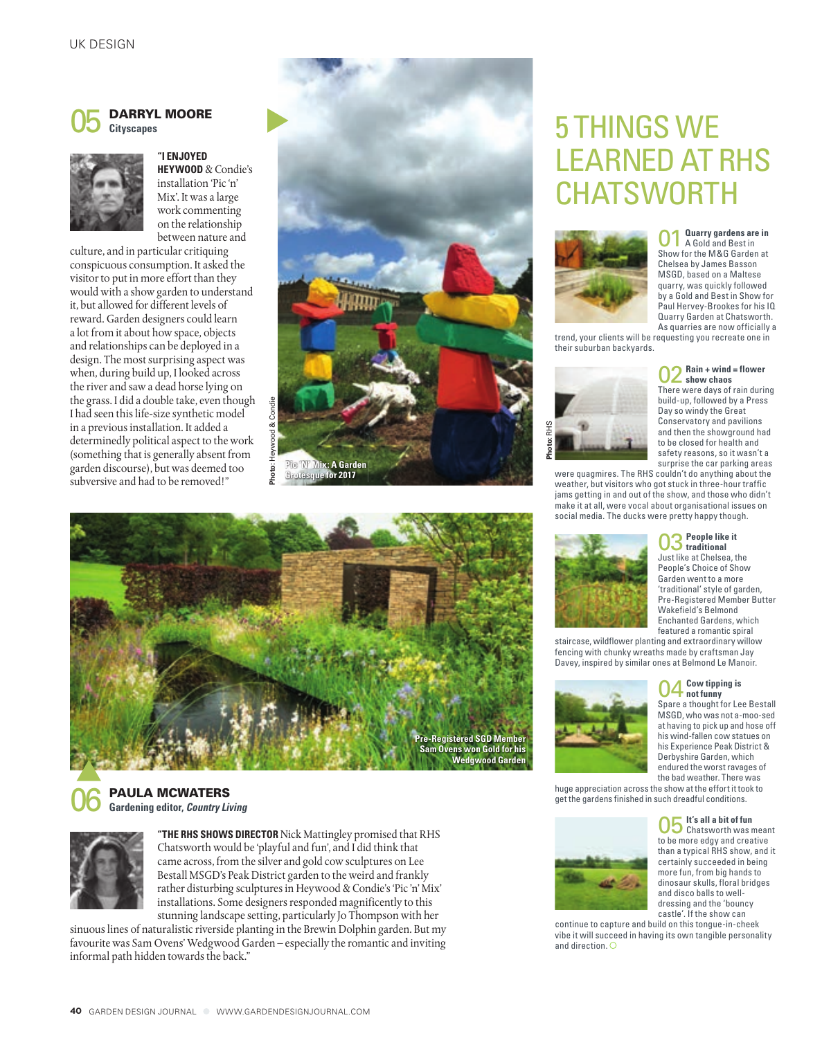## 05 DARRYL MOORE
**Cityscapes**

**"I ENJOYED HEYWOOD** & Condie's installation 'Pic 'n' Mix'. It was a large work commenting on the relationship between nature and culture, and in particular critiquing conspicuous consumption. It asked the visitor to put in more effort than they would with a show garden to understand it, but allowed for different levels of reward. Garden designers could learn a lot from it about how space, objects and relationships can be deployed in a design. The most surprising aspect was when, during build up, I looked across the river and saw a dead horse lying on the grass. I did a double take, even though I had seen this life-size synthetic model in a previous installation. It added a determinedly political aspect to the work (something that is generally absent from garden discourse), but was deemed too subversive and had to be removed!"

Photo: Heywood & Condie

Pic 'N' Mix: A Garden Grotesque for 2017

Pre-Registered SGD Member Sam Ovens won Gold for his Wedgwood Garden

## 06 PAULA MCWATERS
**Gardening editor, *Country Living***

**"THE RHS SHOWS DIRECTOR** Nick Mattingley promised that RHS Chatsworth would be 'playful and fun', and I did think that came across, from the silver and gold cow sculptures on Lee Bestall MSGD's Peak District garden to the weird and frankly rather disturbing sculptures in Heywood & Condie's 'Pic 'n' Mix' installations. Some designers responded magnificently to this stunning landscape setting, particularly Jo Thompson with her sinuous lines of naturalistic riverside planting in the Brewin Dolphin garden. But my favourite was Sam Ovens' Wedgwood Garden – especially the romantic and inviting informal path hidden towards the back."

# 5 THINGS WE LEARNED AT RHS CHATSWORTH

**01 Quarry gardens are in**
A Gold and Best in Show for the M&G Garden at Chelsea by James Basson MSGD, based on a Maltese quarry, was quickly followed by a Gold and Best in Show for Paul Hervey-Brookes for his IQ Quarry Garden at Chatsworth. As quarries are now officially a trend, your clients will be requesting you recreate one in their suburban backyards.

**02 Rain + wind = flower show chaos**
There were days of rain during build-up, followed by a Press Day so windy the Great Conservatory and pavilions and then the showground had to be closed for health and safety reasons, so it wasn't a surprise the car parking areas were quagmires. The RHS couldn't do anything about the weather, but visitors who got stuck in three-hour traffic jams getting in and out of the show, and those who didn't make it at all, were vocal about organisational issues on social media. The ducks were pretty happy though.

Photo: RHS

**03 People like it traditional**
Just like at Chelsea, the People's Choice of Show Garden went to a more 'traditional' style of garden, Pre-Registered Member Butter Wakefield's Belmond Enchanted Gardens, which featured a romantic spiral staircase, wildflower planting and extraordinary willow fencing with chunky wreaths made by craftsman Jay Davey, inspired by similar ones at Belmond Le Manoir.

**04 Cow tipping is not funny**
Spare a thought for Lee Bestall MSGD, who was not a-moo-sed at having to pick up and hose off his wind-fallen cow statues on his Experience Peak District & Derbyshire Garden, which endured the worst ravages of the bad weather. There was huge appreciation across the show at the effort it took to get the gardens finished in such dreadful conditions.

**05 It's all a bit of fun**
Chatsworth was meant to be more edgy and creative than a typical RHS show, and it certainly succeeded in being more fun, from big hands to dinosaur skulls, floral bridges and disco balls to well-dressing and the 'bouncy castle'. If the show can continue to capture and build on this tongue-in-cheek vibe it will succeed in having its own tangible personality and direction.